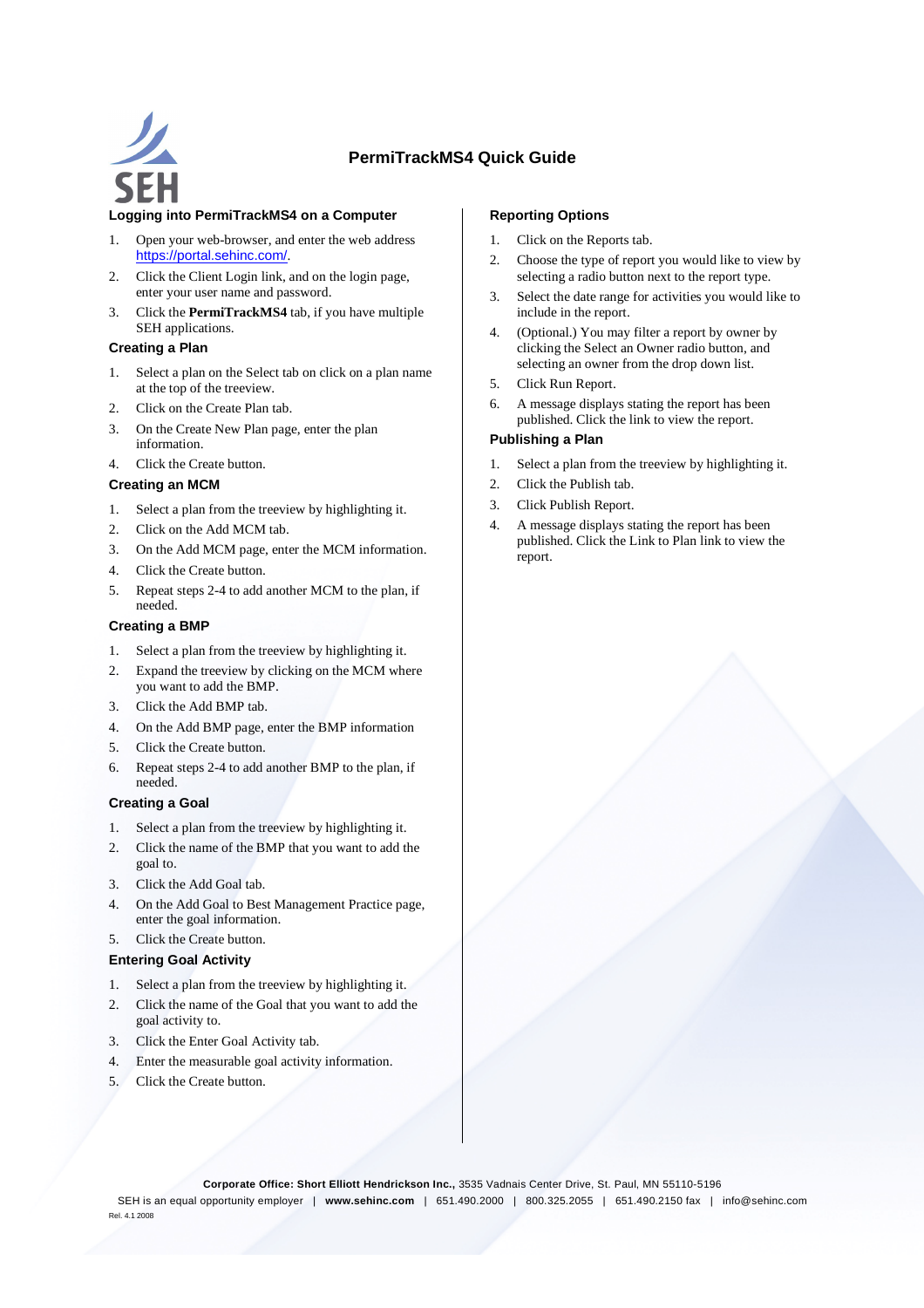# PermiTrackMS4 Quick Guide

## Logging into PermiTrackMS4 on a Computer

1. Open your web-browser, and enter the web address https://portal.sehinc.com/.
2. Click the Client Login link, and on the login page, enter your user name and password.
3. Click the **PermiTrackMS4** tab, if you have multiple SEH applications.

## Creating a Plan

1. Select a plan on the Select tab on click on a plan name at the top of the treeview.
2. Click on the Create Plan tab.
3. On the Create New Plan page, enter the plan information.
4. Click the Create button.

## Creating an MCM

1. Select a plan from the treeview by highlighting it.
2. Click on the Add MCM tab.
3. On the Add MCM page, enter the MCM information.
4. Click the Create button.
5. Repeat steps 2-4 to add another MCM to the plan, if needed.

## Creating a BMP

1. Select a plan from the treeview by highlighting it.
2. Expand the treeview by clicking on the MCM where you want to add the BMP.
3. Click the Add BMP tab.
4. On the Add BMP page, enter the BMP information
5. Click the Create button.
6. Repeat steps 2-4 to add another BMP to the plan, if needed.

## Creating a Goal

1. Select a plan from the treeview by highlighting it.
2. Click the name of the BMP that you want to add the goal to.
3. Click the Add Goal tab.
4. On the Add Goal to Best Management Practice page, enter the goal information.
5. Click the Create button.

## Entering Goal Activity

1. Select a plan from the treeview by highlighting it.
2. Click the name of the Goal that you want to add the goal activity to.
3. Click the Enter Goal Activity tab.
4. Enter the measurable goal activity information.
5. Click the Create button.

## Reporting Options

1. Click on the Reports tab.
2. Choose the type of report you would like to view by selecting a radio button next to the report type.
3. Select the date range for activities you would like to include in the report.
4. (Optional.) You may filter a report by owner by clicking the Select an Owner radio button, and selecting an owner from the drop down list.
5. Click Run Report.
6. A message displays stating the report has been published. Click the link to view the report.

## Publishing a Plan

1. Select a plan from the treeview by highlighting it.
2. Click the Publish tab.
3. Click Publish Report.
4. A message displays stating the report has been published. Click the Link to Plan link to view the report.

**Corporate Office: Short Elliott Hendrickson Inc.,** 3535 Vadnais Center Drive, St. Paul, MN 55110-5196

SEH is an equal opportunity employer | **www.sehinc.com** | 651.490.2000 | 800.325.2055 | 651.490.2150 fax | info@sehinc.com

Rel. 4.1 2008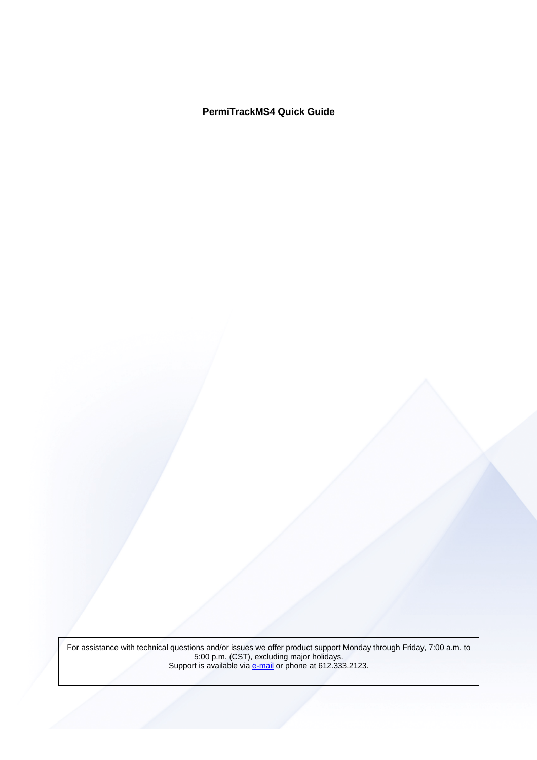**PermiTrackMS4 Quick Guide**

For assistance with technical questions and/or issues we offer product support Monday through Friday, 7:00 a.m. to 5:00 p.m. (CST), excluding major holidays.
Support is available via e-mail or phone at 612.333.2123.